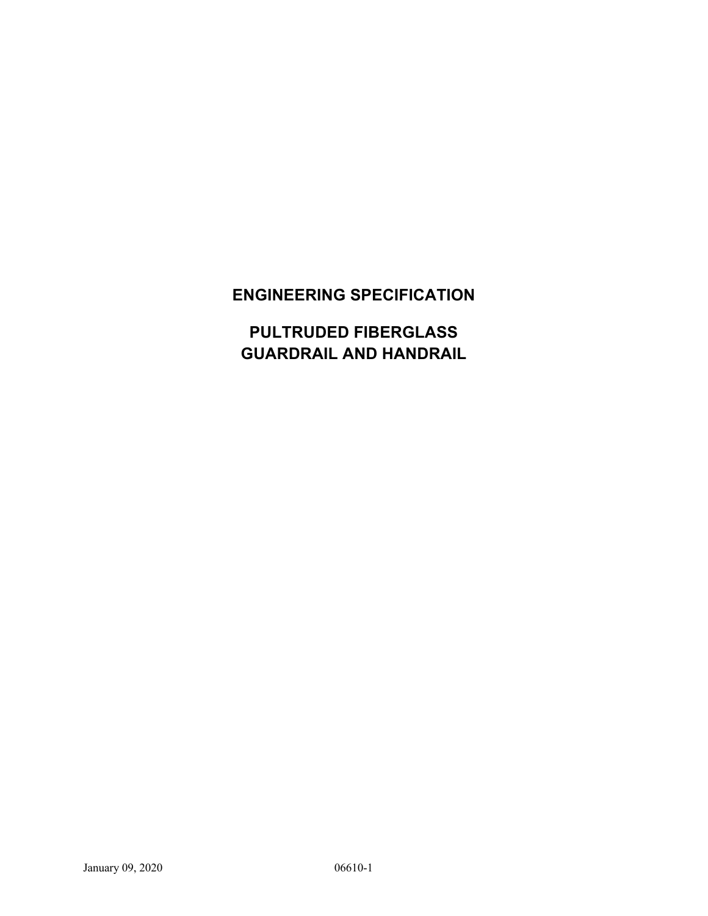# ENGINEERING SPECIFICATION

# PULTRUDED FIBERGLASS GUARDRAIL AND HANDRAIL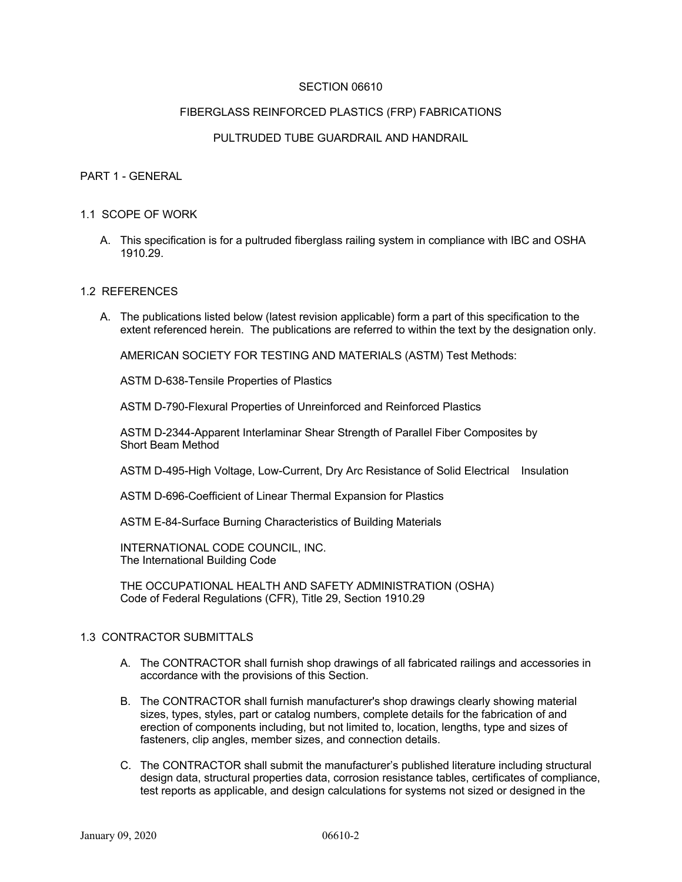# SECTION 06610

# FIBERGLASS REINFORCED PLASTICS (FRP) FABRICATIONS

# PULTRUDED TUBE GUARDRAIL AND HANDRAIL

## PART 1 - GENERAL

### 1.1 SCOPE OF WORK

A. This specification is for a pultruded fiberglass railing system in compliance with IBC and OSHA 1910.29.

### 1.2 REFERENCES

A. The publications listed below (latest revision applicable) form a part of this specification to the extent referenced herein. The publications are referred to within the text by the designation only.

AMERICAN SOCIETY FOR TESTING AND MATERIALS (ASTM) Test Methods:

ASTM D-638-Tensile Properties of Plastics

ASTM D-790-Flexural Properties of Unreinforced and Reinforced Plastics

ASTM D-2344-Apparent Interlaminar Shear Strength of Parallel Fiber Composites by Short Beam Method

ASTM D-495-High Voltage, Low-Current, Dry Arc Resistance of Solid Electrical Insulation

ASTM D-696-Coefficient of Linear Thermal Expansion for Plastics

ASTM E-84-Surface Burning Characteristics of Building Materials

INTERNATIONAL CODE COUNCIL, INC.
The International Building Code

THE OCCUPATIONAL HEALTH AND SAFETY ADMINISTRATION (OSHA)
Code of Federal Regulations (CFR), Title 29, Section 1910.29

### 1.3 CONTRACTOR SUBMITTALS

A. The CONTRACTOR shall furnish shop drawings of all fabricated railings and accessories in accordance with the provisions of this Section.

B. The CONTRACTOR shall furnish manufacturer's shop drawings clearly showing material sizes, types, styles, part or catalog numbers, complete details for the fabrication of and erection of components including, but not limited to, location, lengths, type and sizes of fasteners, clip angles, member sizes, and connection details.

C. The CONTRACTOR shall submit the manufacturer's published literature including structural design data, structural properties data, corrosion resistance tables, certificates of compliance, test reports as applicable, and design calculations for systems not sized or designed in the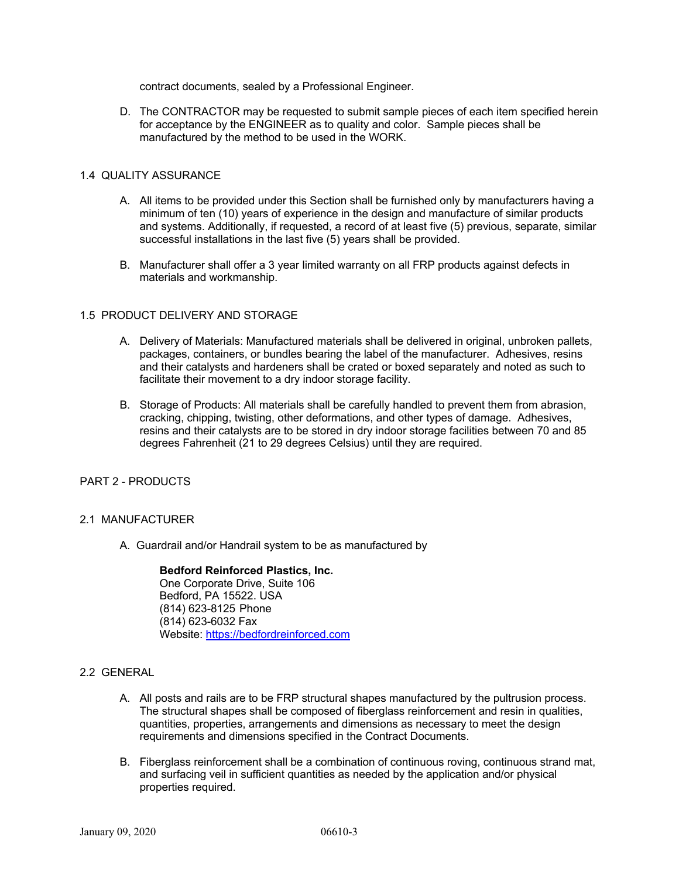contract documents, sealed by a Professional Engineer.

D. The CONTRACTOR may be requested to submit sample pieces of each item specified herein for acceptance by the ENGINEER as to quality and color. Sample pieces shall be manufactured by the method to be used in the WORK.

## 1.4 QUALITY ASSURANCE

A. All items to be provided under this Section shall be furnished only by manufacturers having a minimum of ten (10) years of experience in the design and manufacture of similar products and systems. Additionally, if requested, a record of at least five (5) previous, separate, similar successful installations in the last five (5) years shall be provided.

B. Manufacturer shall offer a 3 year limited warranty on all FRP products against defects in materials and workmanship.

## 1.5 PRODUCT DELIVERY AND STORAGE

A. Delivery of Materials: Manufactured materials shall be delivered in original, unbroken pallets, packages, containers, or bundles bearing the label of the manufacturer. Adhesives, resins and their catalysts and hardeners shall be crated or boxed separately and noted as such to facilitate their movement to a dry indoor storage facility.

B. Storage of Products: All materials shall be carefully handled to prevent them from abrasion, cracking, chipping, twisting, other deformations, and other types of damage. Adhesives, resins and their catalysts are to be stored in dry indoor storage facilities between 70 and 85 degrees Fahrenheit (21 to 29 degrees Celsius) until they are required.

# PART 2 - PRODUCTS

## 2.1 MANUFACTURER

A. Guardrail and/or Handrail system to be as manufactured by

> **Bedford Reinforced Plastics, Inc.**
> One Corporate Drive, Suite 106
> Bedford, PA 15522. USA
> (814) 623-8125 Phone
> (814) 623-6032 Fax
> Website: [https://bedfordreinforced.com](https://bedfordreinforced.com)

## 2.2 GENERAL

A. All posts and rails are to be FRP structural shapes manufactured by the pultrusion process. The structural shapes shall be composed of fiberglass reinforcement and resin in qualities, quantities, properties, arrangements and dimensions as necessary to meet the design requirements and dimensions specified in the Contract Documents.

B. Fiberglass reinforcement shall be a combination of continuous roving, continuous strand mat, and surfacing veil in sufficient quantities as needed by the application and/or physical properties required.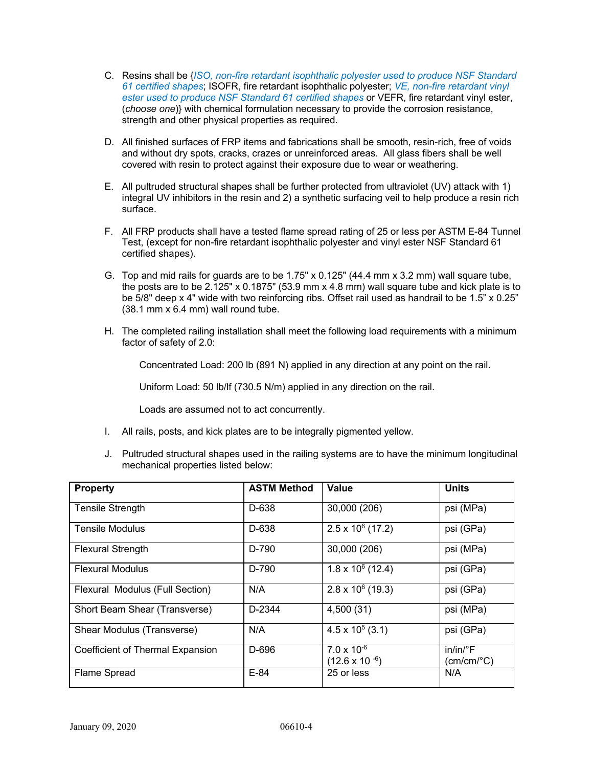C. Resins shall be {*ISO, non-fire retardant isophthalic polyester used to produce NSF Standard 61 certified shapes*; ISOFR, fire retardant isophthalic polyester; *VE, non-fire retardant vinyl ester used to produce NSF Standard 61 certified shapes* or VEFR, fire retardant vinyl ester, (*choose one*)} with chemical formulation necessary to provide the corrosion resistance, strength and other physical properties as required.

D. All finished surfaces of FRP items and fabrications shall be smooth, resin-rich, free of voids and without dry spots, cracks, crazes or unreinforced areas. All glass fibers shall be well covered with resin to protect against their exposure due to wear or weathering.

E. All pultruded structural shapes shall be further protected from ultraviolet (UV) attack with 1) integral UV inhibitors in the resin and 2) a synthetic surfacing veil to help produce a resin rich surface.

F. All FRP products shall have a tested flame spread rating of 25 or less per ASTM E-84 Tunnel Test, (except for non-fire retardant isophthalic polyester and vinyl ester NSF Standard 61 certified shapes).

G. Top and mid rails for guards are to be 1.75" x 0.125" (44.4 mm x 3.2 mm) wall square tube, the posts are to be 2.125" x 0.1875" (53.9 mm x 4.8 mm) wall square tube and kick plate is to be 5/8" deep x 4" wide with two reinforcing ribs. Offset rail used as handrail to be 1.5" x 0.25" (38.1 mm x 6.4 mm) wall round tube.

H. The completed railing installation shall meet the following load requirements with a minimum factor of safety of 2.0:

Concentrated Load: 200 lb (891 N) applied in any direction at any point on the rail.

Uniform Load: 50 lb/lf (730.5 N/m) applied in any direction on the rail.

Loads are assumed not to act concurrently.

I. All rails, posts, and kick plates are to be integrally pigmented yellow.

J. Pultruded structural shapes used in the railing systems are to have the minimum longitudinal mechanical properties listed below:

| Property | ASTM Method | Value | Units |
|---|---|---|---|
| Tensile Strength | D-638 | 30,000 (206) | psi (MPa) |
| Tensile Modulus | D-638 | $2.5 \times 10^6$ (17.2) | psi (GPa) |
| Flexural Strength | D-790 | 30,000 (206) | psi (MPa) |
| Flexural Modulus | D-790 | $1.8 \times 10^6$ (12.4) | psi (GPa) |
| Flexural Modulus (Full Section) | N/A | $2.8 \times 10^6$ (19.3) | psi (GPa) |
| Short Beam Shear (Transverse) | D-2344 | 4,500 (31) | psi (MPa) |
| Shear Modulus (Transverse) | N/A | $4.5 \times 10^5$ (3.1) | psi (GPa) |
| Coefficient of Thermal Expansion | D-696 | $7.0 \times 10^{-6}$ ($12.6 \times 10^{-6}$) | in/in/°F (cm/cm/°C) |
| Flame Spread | E-84 | 25 or less | N/A |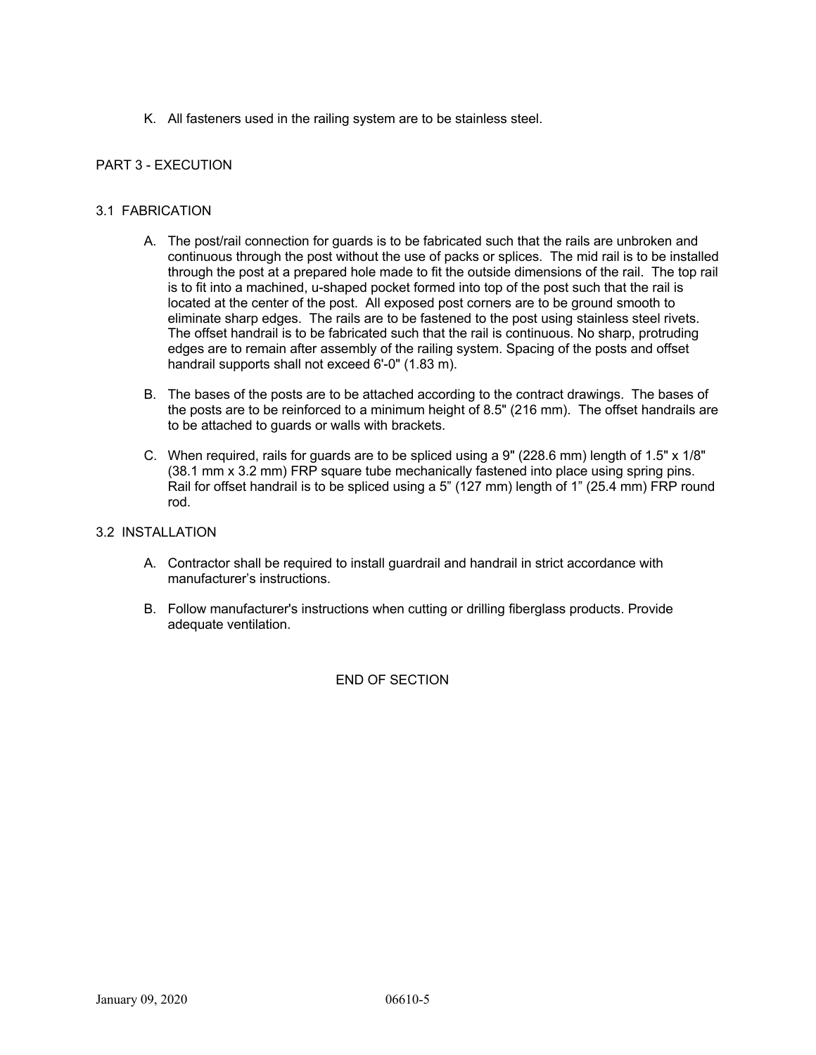K. All fasteners used in the railing system are to be stainless steel.

## PART 3 - EXECUTION

### 3.1 FABRICATION

A. The post/rail connection for guards is to be fabricated such that the rails are unbroken and continuous through the post without the use of packs or splices. The mid rail is to be installed through the post at a prepared hole made to fit the outside dimensions of the rail. The top rail is to fit into a machined, u-shaped pocket formed into top of the post such that the rail is located at the center of the post. All exposed post corners are to be ground smooth to eliminate sharp edges. The rails are to be fastened to the post using stainless steel rivets. The offset handrail is to be fabricated such that the rail is continuous. No sharp, protruding edges are to remain after assembly of the railing system. Spacing of the posts and offset handrail supports shall not exceed 6'-0" (1.83 m).

B. The bases of the posts are to be attached according to the contract drawings. The bases of the posts are to be reinforced to a minimum height of 8.5" (216 mm). The offset handrails are to be attached to guards or walls with brackets.

C. When required, rails for guards are to be spliced using a 9" (228.6 mm) length of 1.5" x 1/8" (38.1 mm x 3.2 mm) FRP square tube mechanically fastened into place using spring pins. Rail for offset handrail is to be spliced using a 5" (127 mm) length of 1" (25.4 mm) FRP round rod.

### 3.2 INSTALLATION

A. Contractor shall be required to install guardrail and handrail in strict accordance with manufacturer's instructions.

B. Follow manufacturer's instructions when cutting or drilling fiberglass products. Provide adequate ventilation.

END OF SECTION